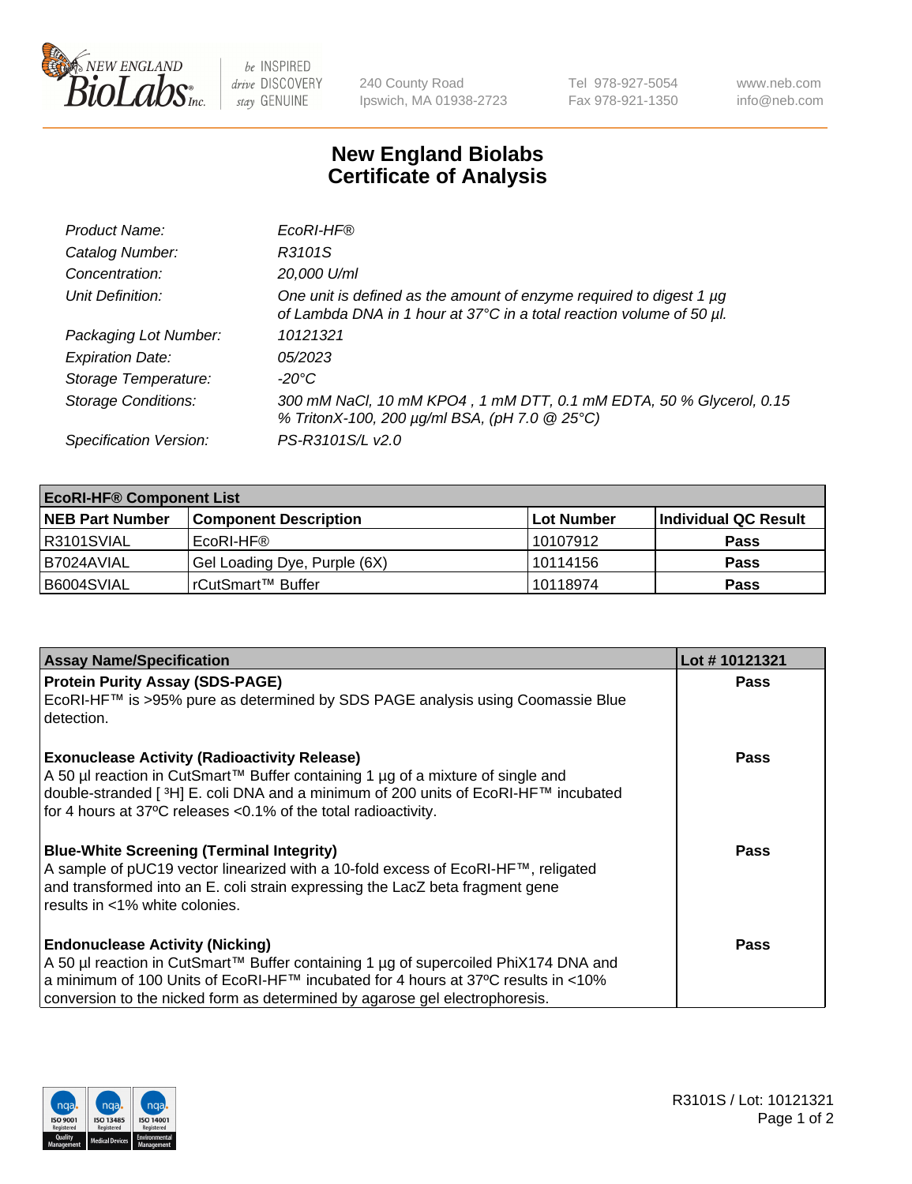New England BioLabs Inc. — be INSPIRED drive DISCOVERY stay GENUINE

240 County Road
Ipswich, MA 01938-2723

Tel 978-927-5054
Fax 978-921-1350

www.neb.com
info@neb.com

# New England Biolabs
# Certificate of Analysis

| | |
|---|---|
| *Product Name:* | *EcoRI-HF®* |
| *Catalog Number:* | *R3101S* |
| *Concentration:* | *20,000 U/ml* |
| *Unit Definition:* | *One unit is defined as the amount of enzyme required to digest 1 µg of Lambda DNA in 1 hour at 37°C in a total reaction volume of 50 µl.* |
| *Packaging Lot Number:* | *10121321* |
| *Expiration Date:* | *05/2023* |
| *Storage Temperature:* | *-20°C* |
| *Storage Conditions:* | *300 mM NaCl, 10 mM KPO4 , 1 mM DTT, 0.1 mM EDTA, 50 % Glycerol, 0.15 % TritonX-100, 200 µg/ml BSA, (pH 7.0 @ 25°C)* |
| *Specification Version:* | *PS-R3101S/L v2.0* |

| **EcoRI-HF® Component List** | | | |
|---|---|---|---|
| **NEB Part Number** | **Component Description** | **Lot Number** | **Individual QC Result** |
| R3101SVIAL | EcoRI-HF® | 10107912 | **Pass** |
| B7024AVIAL | Gel Loading Dye, Purple (6X) | 10114156 | **Pass** |
| B6004SVIAL | rCutSmart™ Buffer | 10118974 | **Pass** |

| **Assay Name/Specification** | **Lot # 10121321** |
|---|---|
| **Protein Purity Assay (SDS-PAGE)**<br>EcoRI-HF™ is >95% pure as determined by SDS PAGE analysis using Coomassie Blue detection. | **Pass** |
| **Exonuclease Activity (Radioactivity Release)**<br>A 50 µl reaction in CutSmart™ Buffer containing 1 µg of a mixture of single and double-stranded [ $^3$H] E. coli DNA and a minimum of 200 units of EcoRI-HF™ incubated for 4 hours at 37ºC releases <0.1% of the total radioactivity. | **Pass** |
| **Blue-White Screening (Terminal Integrity)**<br>A sample of pUC19 vector linearized with a 10-fold excess of EcoRI-HF™, religated and transformed into an E. coli strain expressing the LacZ beta fragment gene results in <1% white colonies. | **Pass** |
| **Endonuclease Activity (Nicking)**<br>A 50 µl reaction in CutSmart™ Buffer containing 1 µg of supercoiled PhiX174 DNA and a minimum of 100 Units of EcoRI-HF™ incubated for 4 hours at 37ºC results in <10% conversion to the nicked form as determined by agarose gel electrophoresis. | **Pass** |

R3101S / Lot: 10121321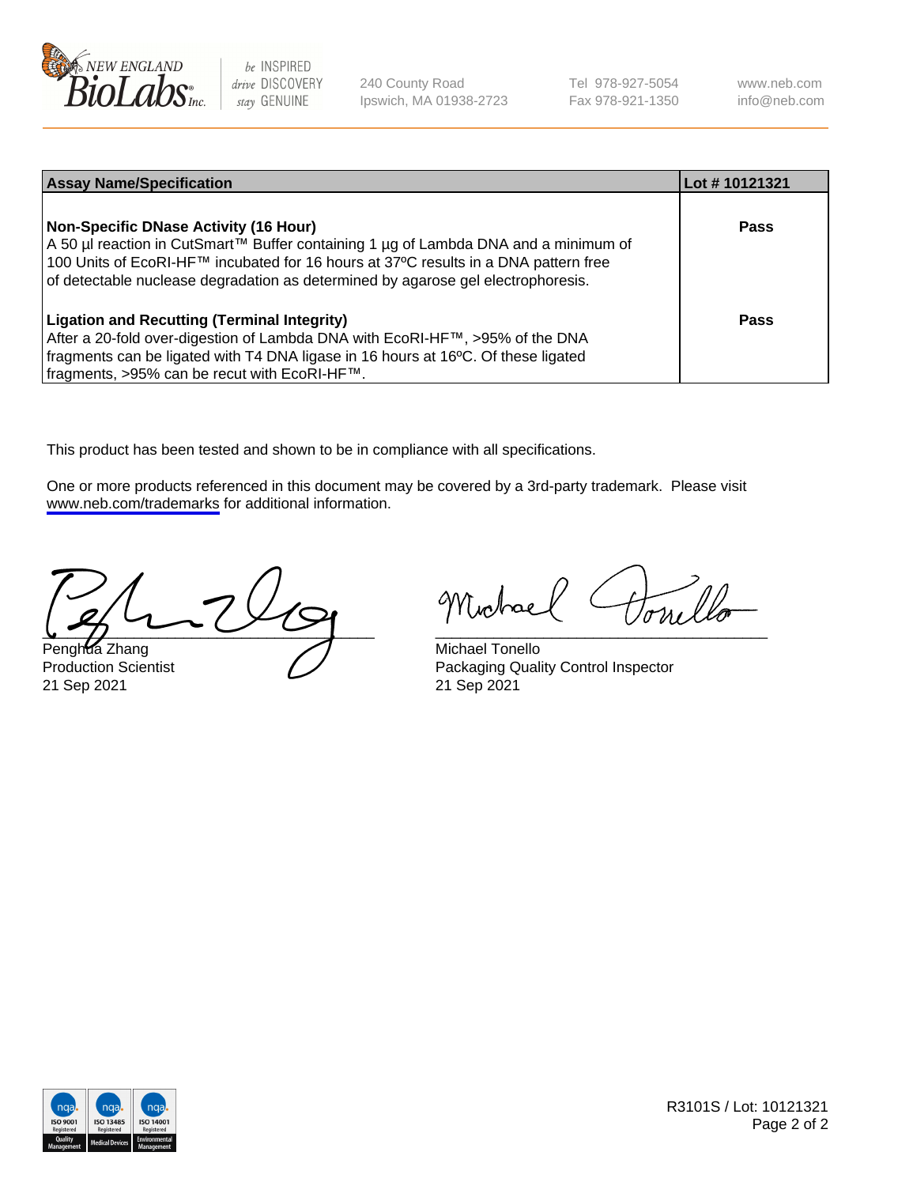NEW ENGLAND BioLabs Inc. — be INSPIRED drive DISCOVERY stay GENUINE

240 County Road
Ipswich, MA 01938-2723

Tel 978-927-5054
Fax 978-921-1350

www.neb.com
info@neb.com

| Assay Name/Specification | Lot # 10121321 |
| --- | --- |
| **Non-Specific DNase Activity (16 Hour)**<br>A 50 µl reaction in CutSmart™ Buffer containing 1 µg of Lambda DNA and a minimum of 100 Units of EcoRI-HF™ incubated for 16 hours at 37ºC results in a DNA pattern free of detectable nuclease degradation as determined by agarose gel electrophoresis. | **Pass** |
| **Ligation and Recutting (Terminal Integrity)**<br>After a 20-fold over-digestion of Lambda DNA with EcoRI-HF™, >95% of the DNA fragments can be ligated with T4 DNA ligase in 16 hours at 16ºC. Of these ligated fragments, >95% can be recut with EcoRI-HF™. | **Pass** |

This product has been tested and shown to be in compliance with all specifications.

One or more products referenced in this document may be covered by a 3rd-party trademark. Please visit www.neb.com/trademarks for additional information.

Penghua Zhang
Production Scientist
21 Sep 2021

Michael Tonello
Packaging Quality Control Inspector
21 Sep 2021

R3101S / Lot: 10121321